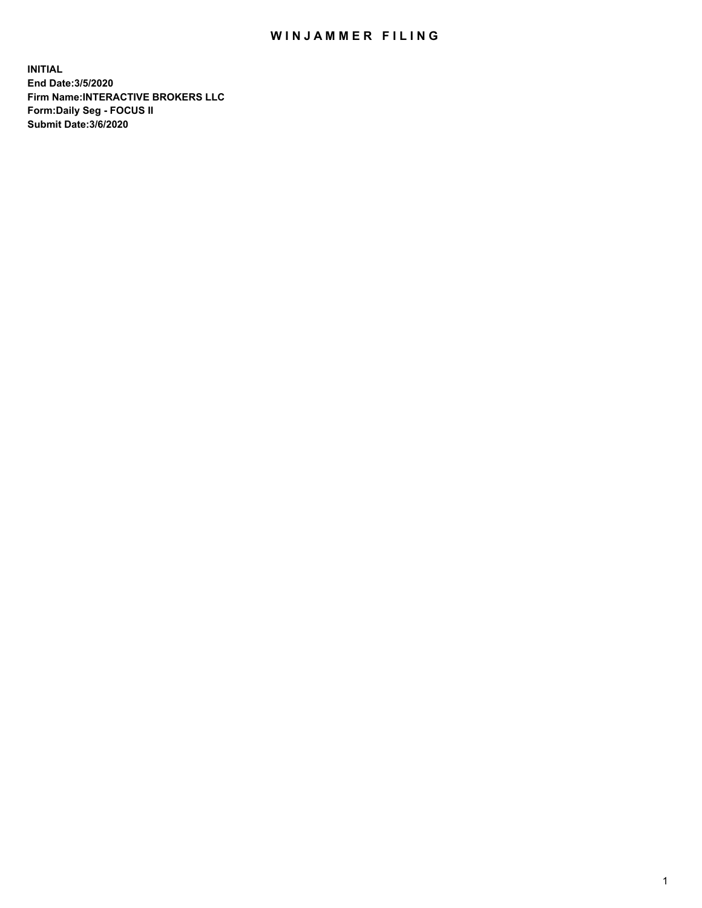# WINJAMMER FILING

**INITIAL**
**End Date:3/5/2020**
**Firm Name:INTERACTIVE BROKERS LLC**
**Form:Daily Seg - FOCUS II**
**Submit Date:3/6/2020**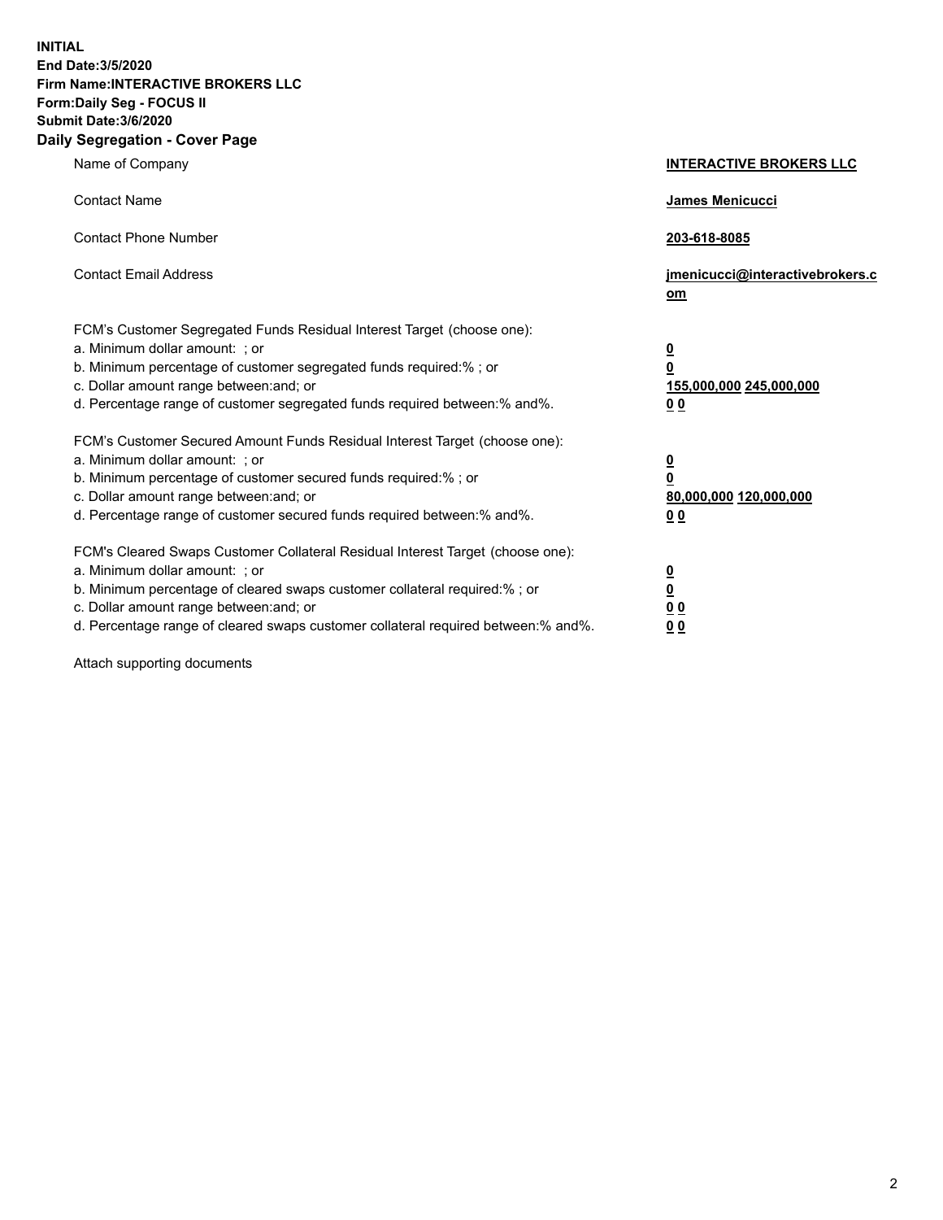**INITIAL**
**End Date:3/5/2020**
**Firm Name:INTERACTIVE BROKERS LLC**
**Form:Daily Seg - FOCUS II**
**Submit Date:3/6/2020**

## Daily Segregation - Cover Page

| | |
|---|---|
| Name of Company | **INTERACTIVE BROKERS LLC** |
| Contact Name | **James Menicucci** |
| Contact Phone Number | **203-618-8085** |
| Contact Email Address | **jmenicucci@interactivebrokers.com** |
| FCM's Customer Segregated Funds Residual Interest Target (choose one): | |
| a. Minimum dollar amount: ; or | **0** |
| b. Minimum percentage of customer segregated funds required:% ; or | **0** |
| c. Dollar amount range between:and; or | **155,000,000** **245,000,000** |
| d. Percentage range of customer segregated funds required between:% and%. | **0** **0** |
| FCM's Customer Secured Amount Funds Residual Interest Target (choose one): | |
| a. Minimum dollar amount: ; or | **0** |
| b. Minimum percentage of customer secured funds required:% ; or | **0** |
| c. Dollar amount range between:and; or | **80,000,000** **120,000,000** |
| d. Percentage range of customer secured funds required between:% and%. | **0** **0** |
| FCM's Cleared Swaps Customer Collateral Residual Interest Target (choose one): | |
| a. Minimum dollar amount: ; or | **0** |
| b. Minimum percentage of cleared swaps customer collateral required:% ; or | **0** |
| c. Dollar amount range between:and; or | **0** **0** |
| d. Percentage range of cleared swaps customer collateral required between:% and%. | **0** **0** |

Attach supporting documents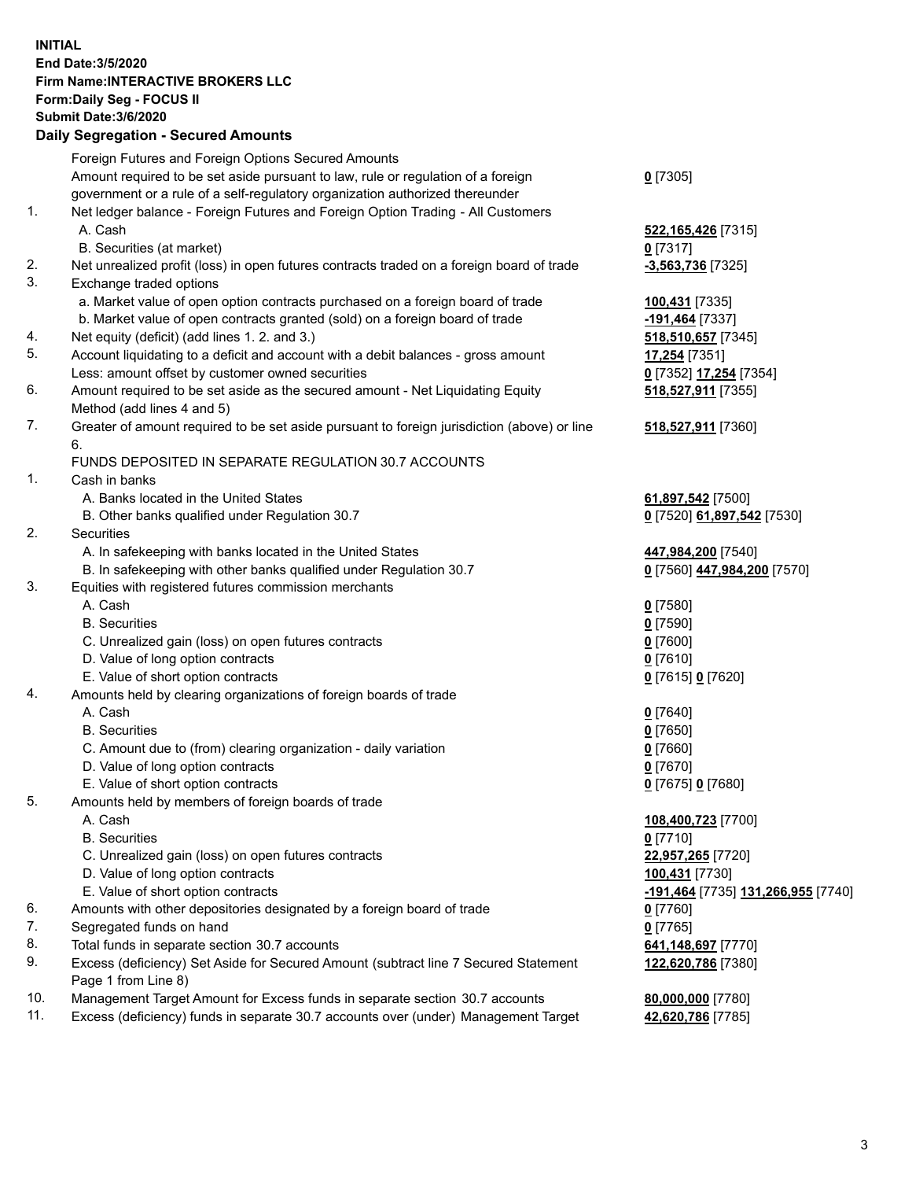**INITIAL**
**End Date:3/5/2020**
**Firm Name:INTERACTIVE BROKERS LLC**
**Form:Daily Seg - FOCUS II**
**Submit Date:3/6/2020**

### Daily Segregation - Secured Amounts

| | | |
|---|---|---|
| | Foreign Futures and Foreign Options Secured Amounts | |
| | Amount required to be set aside pursuant to law, rule or regulation of a foreign government or a rule of a self-regulatory organization authorized thereunder | **0** [7305] |
| 1. | Net ledger balance - Foreign Futures and Foreign Option Trading - All Customers | |
| | A. Cash | **522,165,426** [7315] |
| | B. Securities (at market) | **0** [7317] |
| 2. | Net unrealized profit (loss) in open futures contracts traded on a foreign board of trade | **-3,563,736** [7325] |
| 3. | Exchange traded options | |
| | a. Market value of open option contracts purchased on a foreign board of trade | **100,431** [7335] |
| | b. Market value of open contracts granted (sold) on a foreign board of trade | **-191,464** [7337] |
| 4. | Net equity (deficit) (add lines 1. 2. and 3.) | **518,510,657** [7345] |
| 5. | Account liquidating to a deficit and account with a debit balances - gross amount | **17,254** [7351] |
| | Less: amount offset by customer owned securities | **0** [7352] **17,254** [7354] |
| 6. | Amount required to be set aside as the secured amount - Net Liquidating Equity Method (add lines 4 and 5) | **518,527,911** [7355] |
| 7. | Greater of amount required to be set aside pursuant to foreign jurisdiction (above) or line 6. | **518,527,911** [7360] |
| | FUNDS DEPOSITED IN SEPARATE REGULATION 30.7 ACCOUNTS | |
| 1. | Cash in banks | |
| | A. Banks located in the United States | **61,897,542** [7500] |
| | B. Other banks qualified under Regulation 30.7 | **0** [7520] **61,897,542** [7530] |
| 2. | Securities | |
| | A. In safekeeping with banks located in the United States | **447,984,200** [7540] |
| | B. In safekeeping with other banks qualified under Regulation 30.7 | **0** [7560] **447,984,200** [7570] |
| 3. | Equities with registered futures commission merchants | |
| | A. Cash | **0** [7580] |
| | B. Securities | **0** [7590] |
| | C. Unrealized gain (loss) on open futures contracts | **0** [7600] |
| | D. Value of long option contracts | **0** [7610] |
| | E. Value of short option contracts | **0** [7615] **0** [7620] |
| 4. | Amounts held by clearing organizations of foreign boards of trade | |
| | A. Cash | **0** [7640] |
| | B. Securities | **0** [7650] |
| | C. Amount due to (from) clearing organization - daily variation | **0** [7660] |
| | D. Value of long option contracts | **0** [7670] |
| | E. Value of short option contracts | **0** [7675] **0** [7680] |
| 5. | Amounts held by members of foreign boards of trade | |
| | A. Cash | **108,400,723** [7700] |
| | B. Securities | **0** [7710] |
| | C. Unrealized gain (loss) on open futures contracts | **22,957,265** [7720] |
| | D. Value of long option contracts | **100,431** [7730] |
| | E. Value of short option contracts | **-191,464** [7735] **131,266,955** [7740] |
| 6. | Amounts with other depositories designated by a foreign board of trade | **0** [7760] |
| 7. | Segregated funds on hand | **0** [7765] |
| 8. | Total funds in separate section 30.7 accounts | **641,148,697** [7770] |
| 9. | Excess (deficiency) Set Aside for Secured Amount (subtract line 7 Secured Statement Page 1 from Line 8) | **122,620,786** [7380] |
| 10. | Management Target Amount for Excess funds in separate section 30.7 accounts | **80,000,000** [7780] |
| 11. | Excess (deficiency) funds in separate 30.7 accounts over (under) Management Target | **42,620,786** [7785] |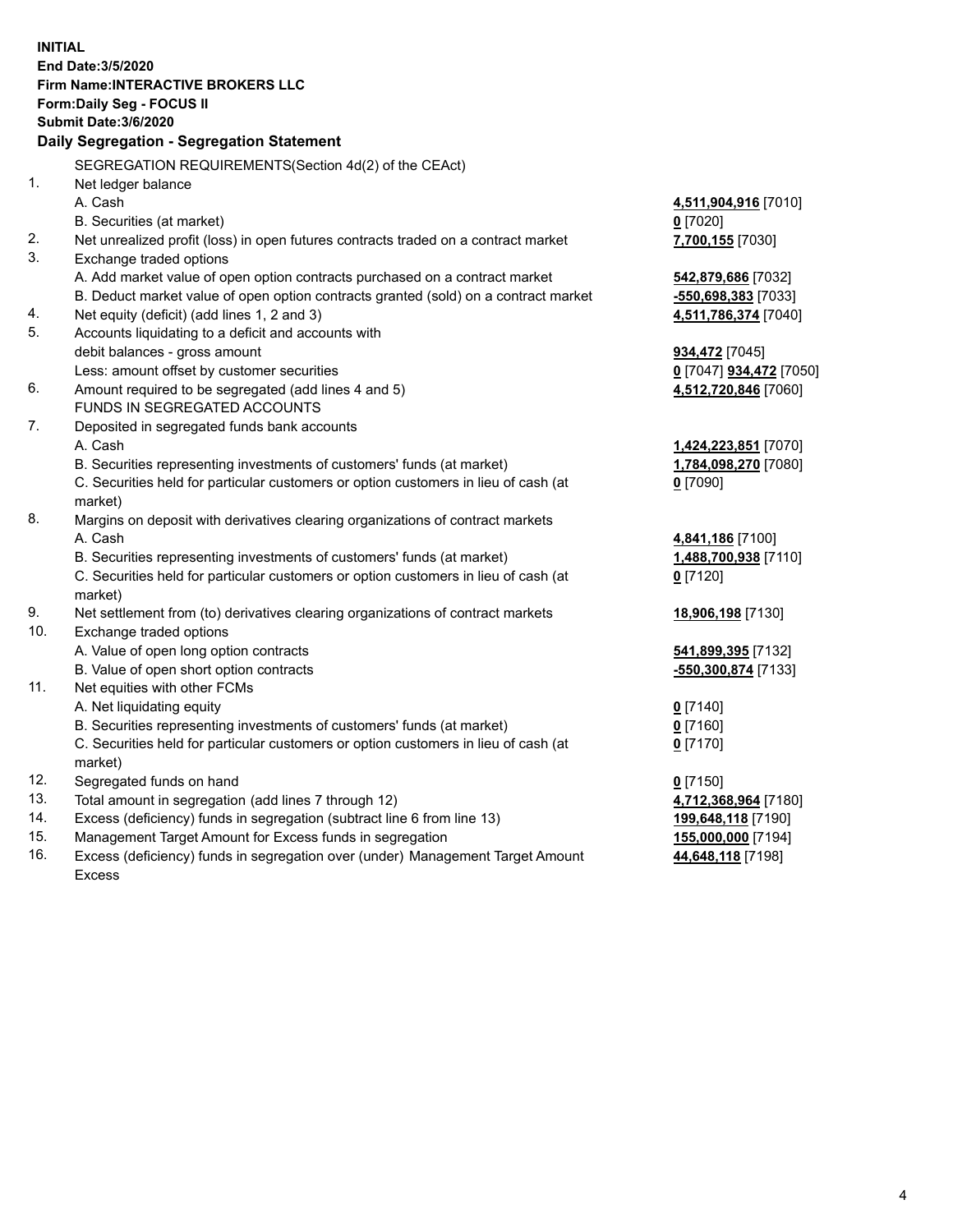**INITIAL**
**End Date:3/5/2020**
**Firm Name:INTERACTIVE BROKERS LLC**
**Form:Daily Seg - FOCUS II**
**Submit Date:3/6/2020**

### Daily Segregation - Segregation Statement

| | | |
|---|---|---|
| | SEGREGATION REQUIREMENTS(Section 4d(2) of the CEAct) | |
| 1. | Net ledger balance | |
| | A. Cash | **4,511,904,916** [7010] |
| | B. Securities (at market) | **0** [7020] |
| 2. | Net unrealized profit (loss) in open futures contracts traded on a contract market | **7,700,155** [7030] |
| 3. | Exchange traded options | |
| | A. Add market value of open option contracts purchased on a contract market | **542,879,686** [7032] |
| | B. Deduct market value of open option contracts granted (sold) on a contract market | **-550,698,383** [7033] |
| 4. | Net equity (deficit) (add lines 1, 2 and 3) | **4,511,786,374** [7040] |
| 5. | Accounts liquidating to a deficit and accounts with debit balances - gross amount | **934,472** [7045] |
| | Less: amount offset by customer securities | **0** [7047] **934,472** [7050] |
| 6. | Amount required to be segregated (add lines 4 and 5) | **4,512,720,846** [7060] |
| | FUNDS IN SEGREGATED ACCOUNTS | |
| 7. | Deposited in segregated funds bank accounts | |
| | A. Cash | **1,424,223,851** [7070] |
| | B. Securities representing investments of customers' funds (at market) | **1,784,098,270** [7080] |
| | C. Securities held for particular customers or option customers in lieu of cash (at market) | **0** [7090] |
| 8. | Margins on deposit with derivatives clearing organizations of contract markets | |
| | A. Cash | **4,841,186** [7100] |
| | B. Securities representing investments of customers' funds (at market) | **1,488,700,938** [7110] |
| | C. Securities held for particular customers or option customers in lieu of cash (at market) | **0** [7120] |
| 9. | Net settlement from (to) derivatives clearing organizations of contract markets | **18,906,198** [7130] |
| 10. | Exchange traded options | |
| | A. Value of open long option contracts | **541,899,395** [7132] |
| | B. Value of open short option contracts | **-550,300,874** [7133] |
| 11. | Net equities with other FCMs | |
| | A. Net liquidating equity | **0** [7140] |
| | B. Securities representing investments of customers' funds (at market) | **0** [7160] |
| | C. Securities held for particular customers or option customers in lieu of cash (at market) | **0** [7170] |
| 12. | Segregated funds on hand | **0** [7150] |
| 13. | Total amount in segregation (add lines 7 through 12) | **4,712,368,964** [7180] |
| 14. | Excess (deficiency) funds in segregation (subtract line 6 from line 13) | **199,648,118** [7190] |
| 15. | Management Target Amount for Excess funds in segregation | **155,000,000** [7194] |
| 16. | Excess (deficiency) funds in segregation over (under) Management Target Amount Excess | **44,648,118** [7198] |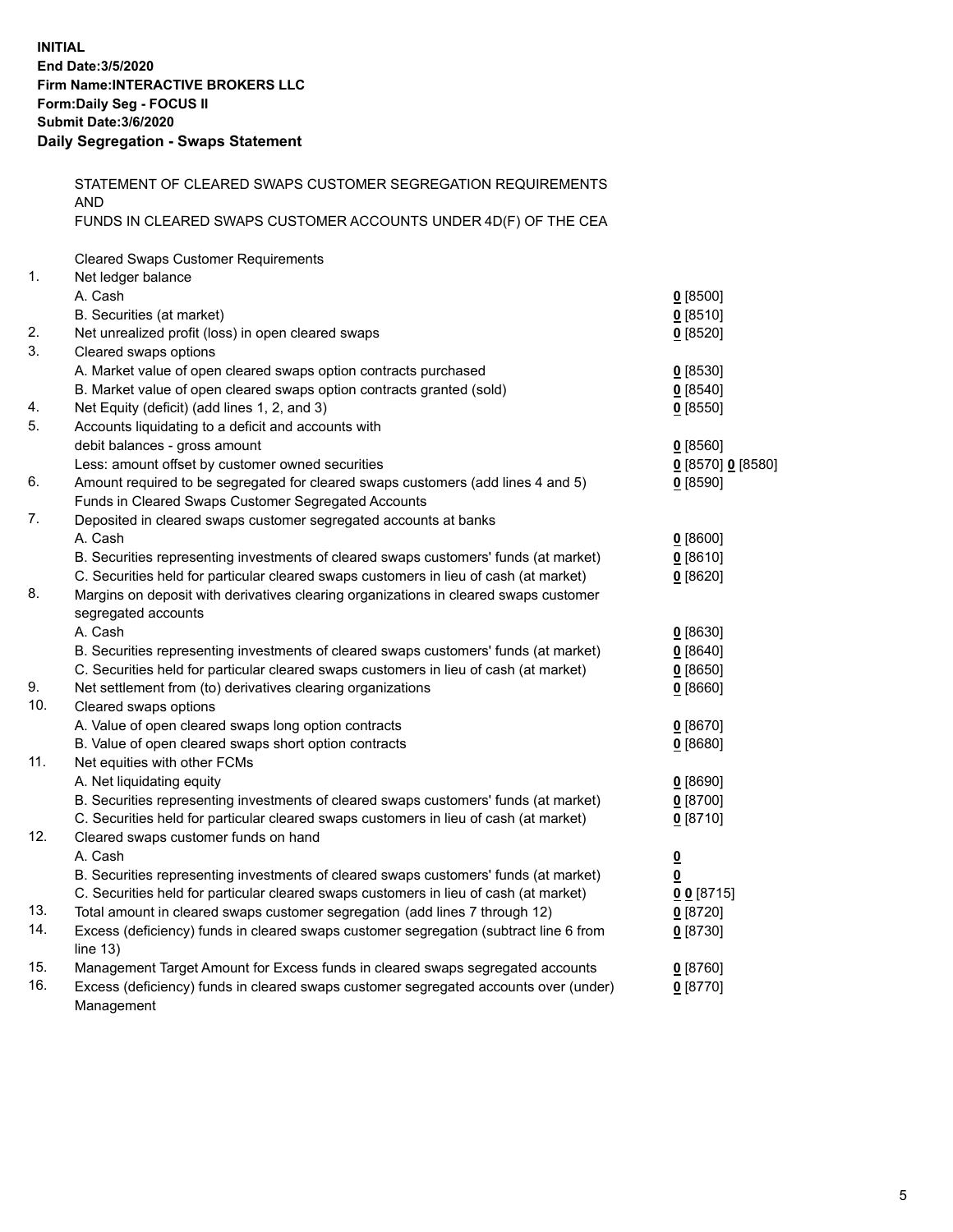**INITIAL**
**End Date:3/5/2020**
**Firm Name:INTERACTIVE BROKERS LLC**
**Form:Daily Seg - FOCUS II**
**Submit Date:3/6/2020**
**Daily Segregation - Swaps Statement**

STATEMENT OF CLEARED SWAPS CUSTOMER SEGREGATION REQUIREMENTS AND FUNDS IN CLEARED SWAPS CUSTOMER ACCOUNTS UNDER 4D(F) OF THE CEA

| | | |
|---|---|---|
| | Cleared Swaps Customer Requirements | |
| 1. | Net ledger balance | |
| | A. Cash | 0 [8500] |
| | B. Securities (at market) | 0 [8510] |
| 2. | Net unrealized profit (loss) in open cleared swaps | 0 [8520] |
| 3. | Cleared swaps options | |
| | A. Market value of open cleared swaps option contracts purchased | 0 [8530] |
| | B. Market value of open cleared swaps option contracts granted (sold) | 0 [8540] |
| 4. | Net Equity (deficit) (add lines 1, 2, and 3) | 0 [8550] |
| 5. | Accounts liquidating to a deficit and accounts with debit balances - gross amount | 0 [8560] |
| | Less: amount offset by customer owned securities | 0 [8570] 0 [8580] |
| 6. | Amount required to be segregated for cleared swaps customers (add lines 4 and 5) | 0 [8590] |
| | Funds in Cleared Swaps Customer Segregated Accounts | |
| 7. | Deposited in cleared swaps customer segregated accounts at banks | |
| | A. Cash | 0 [8600] |
| | B. Securities representing investments of cleared swaps customers' funds (at market) | 0 [8610] |
| | C. Securities held for particular cleared swaps customers in lieu of cash (at market) | 0 [8620] |
| 8. | Margins on deposit with derivatives clearing organizations in cleared swaps customer segregated accounts | |
| | A. Cash | 0 [8630] |
| | B. Securities representing investments of cleared swaps customers' funds (at market) | 0 [8640] |
| | C. Securities held for particular cleared swaps customers in lieu of cash (at market) | 0 [8650] |
| 9. | Net settlement from (to) derivatives clearing organizations | 0 [8660] |
| 10. | Cleared swaps options | |
| | A. Value of open cleared swaps long option contracts | 0 [8670] |
| | B. Value of open cleared swaps short option contracts | 0 [8680] |
| 11. | Net equities with other FCMs | |
| | A. Net liquidating equity | 0 [8690] |
| | B. Securities representing investments of cleared swaps customers' funds (at market) | 0 [8700] |
| | C. Securities held for particular cleared swaps customers in lieu of cash (at market) | 0 [8710] |
| 12. | Cleared swaps customer funds on hand | |
| | A. Cash | 0 |
| | B. Securities representing investments of cleared swaps customers' funds (at market) | 0 |
| | C. Securities held for particular cleared swaps customers in lieu of cash (at market) | 0 0 [8715] |
| 13. | Total amount in cleared swaps customer segregation (add lines 7 through 12) | 0 [8720] |
| 14. | Excess (deficiency) funds in cleared swaps customer segregation (subtract line 6 from line 13) | 0 [8730] |
| 15. | Management Target Amount for Excess funds in cleared swaps segregated accounts | 0 [8760] |
| 16. | Excess (deficiency) funds in cleared swaps customer segregated accounts over (under) Management | 0 [8770] |